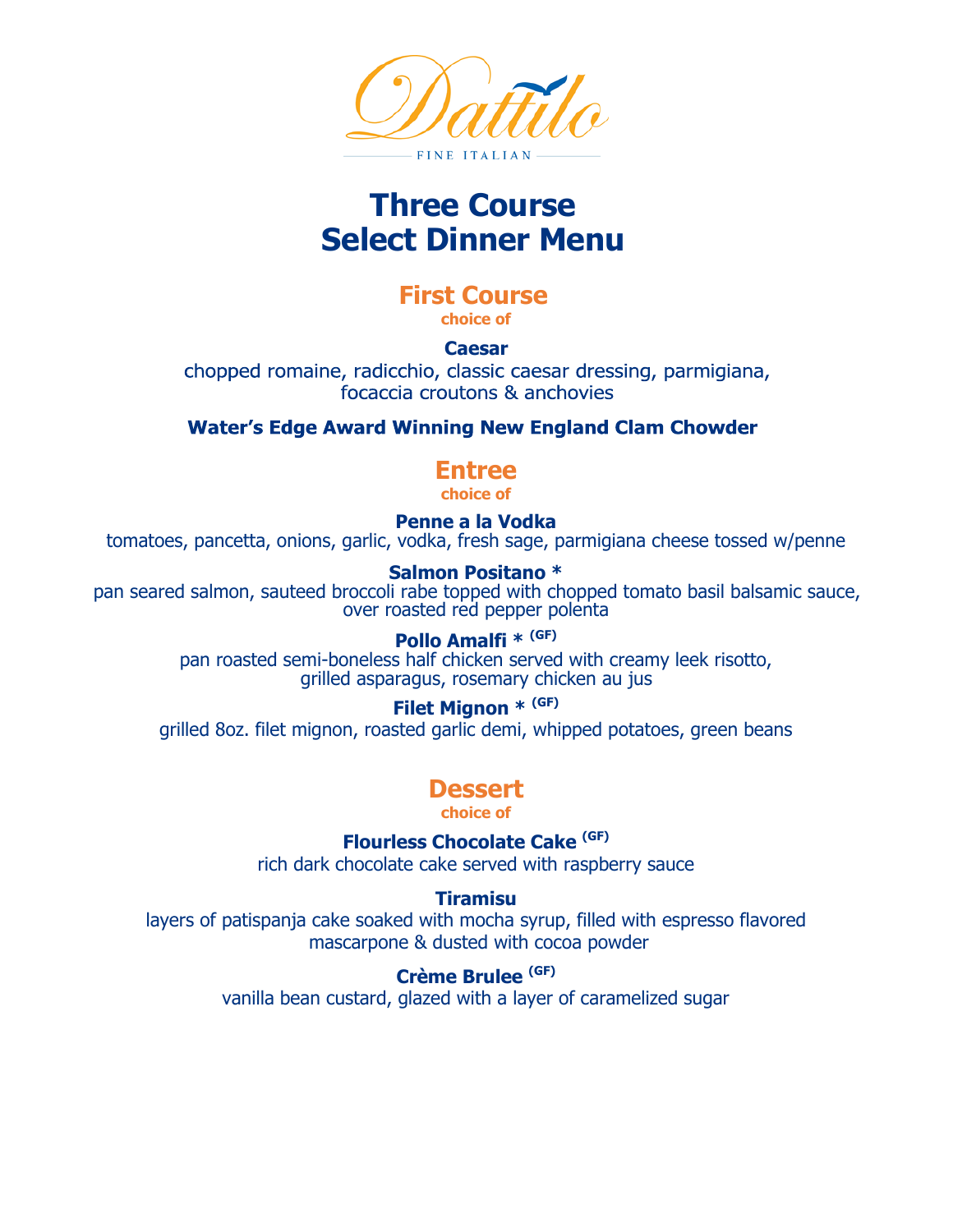Dattilo

FINE ITALIAN

# Three Course Select Dinner Menu

## First Course

choice of

**Caesar**

chopped romaine, radicchio, classic caesar dressing, parmigiana, focaccia croutons & anchovies

**Water's Edge Award Winning New England Clam Chowder**

## Entree

choice of

**Penne a la Vodka**

tomatoes, pancetta, onions, garlic, vodka, fresh sage, parmigiana cheese tossed w/penne

**Salmon Positano ***

pan seared salmon, sauteed broccoli rabe topped with chopped tomato basil balsamic sauce, over roasted red pepper polenta

**Pollo Amalfi * (GF)**

pan roasted semi-boneless half chicken served with creamy leek risotto, grilled asparagus, rosemary chicken au jus

**Filet Mignon * (GF)**

grilled 8oz. filet mignon, roasted garlic demi, whipped potatoes, green beans

## Dessert

choice of

**Flourless Chocolate Cake (GF)**

rich dark chocolate cake served with raspberry sauce

**Tiramisu**

layers of patispanja cake soaked with mocha syrup, filled with espresso flavored mascarpone & dusted with cocoa powder

**Crème Brulee (GF)**

vanilla bean custard, glazed with a layer of caramelized sugar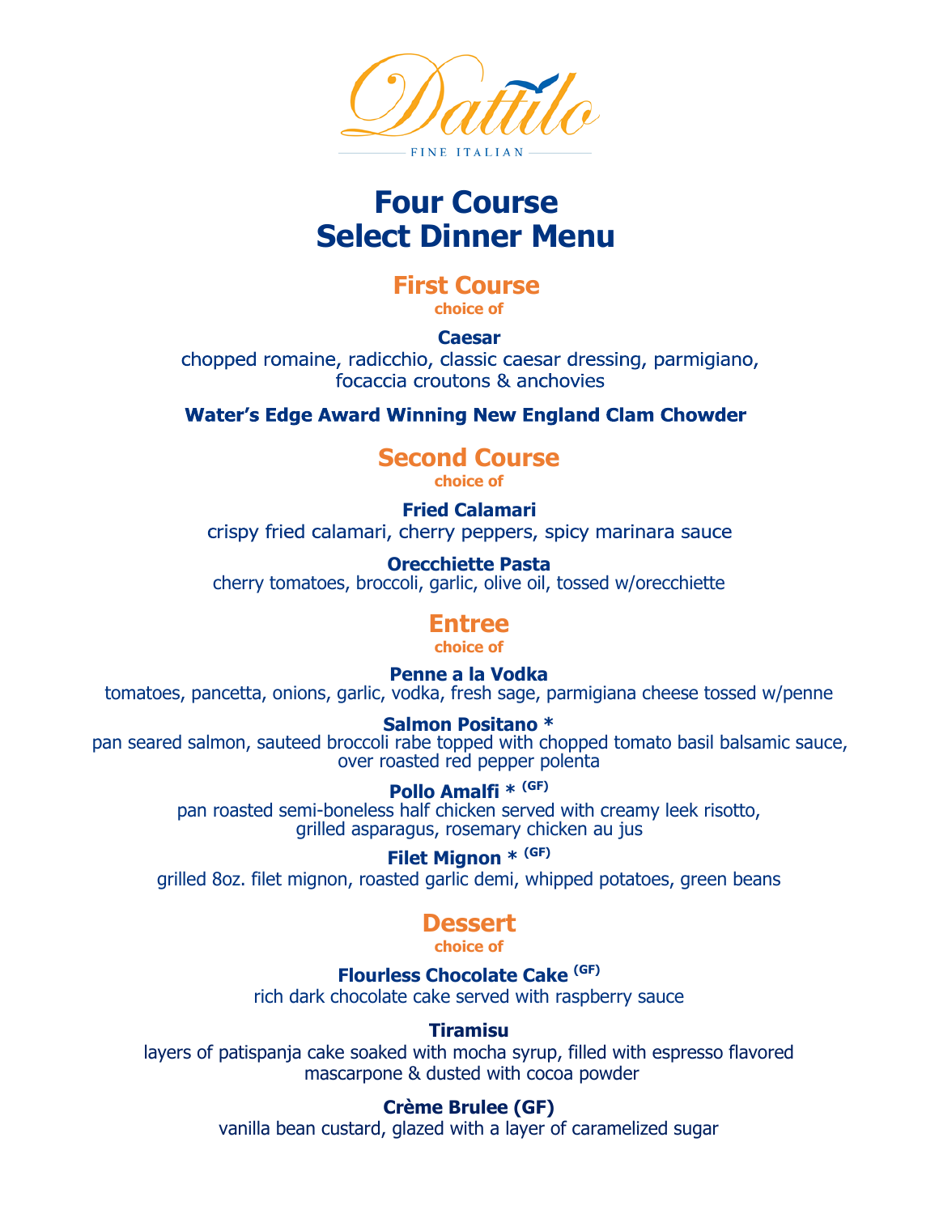Dattilo

FINE ITALIAN

# Four Course
# Select Dinner Menu

## First Course

choice of

**Caesar**
chopped romaine, radicchio, classic caesar dressing, parmigiano, focaccia croutons & anchovies

**Water's Edge Award Winning New England Clam Chowder**

## Second Course

choice of

**Fried Calamari**
crispy fried calamari, cherry peppers, spicy marinara sauce

**Orecchiette Pasta**
cherry tomatoes, broccoli, garlic, olive oil, tossed w/orecchiette

## Entree

choice of

**Penne a la Vodka**
tomatoes, pancetta, onions, garlic, vodka, fresh sage, parmigiana cheese tossed w/penne

**Salmon Positano ***
pan seared salmon, sauteed broccoli rabe topped with chopped tomato basil balsamic sauce, over roasted red pepper polenta

**Pollo Amalfi * (GF)**
pan roasted semi-boneless half chicken served with creamy leek risotto, grilled asparagus, rosemary chicken au jus

**Filet Mignon * (GF)**
grilled 8oz. filet mignon, roasted garlic demi, whipped potatoes, green beans

## Dessert

choice of

**Flourless Chocolate Cake (GF)**
rich dark chocolate cake served with raspberry sauce

**Tiramisu**
layers of patispanja cake soaked with mocha syrup, filled with espresso flavored mascarpone & dusted with cocoa powder

**Crème Brulee (GF)**
vanilla bean custard, glazed with a layer of caramelized sugar